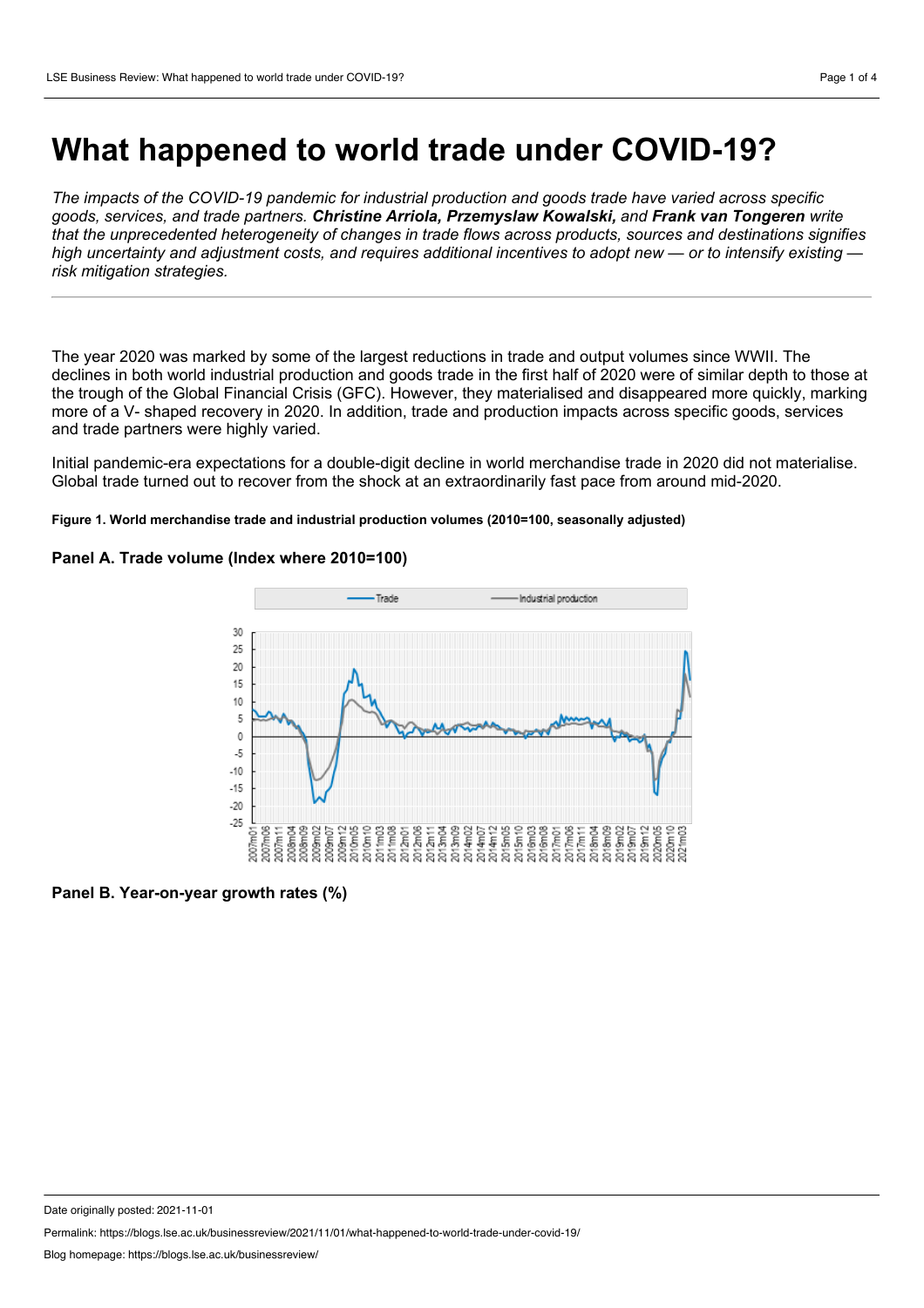# What happened to world trade under COVID-19?

*The impacts of the COVID-19 pandemic for industrial production and goods trade have varied across specific goods, services, and trade partners. **Christine Arriola, Przemyslaw Kowalski,** and **Frank van Tongeren** write that the unprecedented heterogeneity of changes in trade flows across products, sources and destinations signifies high uncertainty and adjustment costs, and requires additional incentives to adopt new — or to intensify existing — risk mitigation strategies.*

---

The year 2020 was marked by some of the largest reductions in trade and output volumes since WWII. The declines in both world industrial production and goods trade in the first half of 2020 were of similar depth to those at the trough of the Global Financial Crisis (GFC). However, they materialised and disappeared more quickly, marking more of a V- shaped recovery in 2020. In addition, trade and production impacts across specific goods, services and trade partners were highly varied.

Initial pandemic-era expectations for a double-digit decline in world merchandise trade in 2020 did not materialise. Global trade turned out to recover from the shock at an extraordinarily fast pace from around mid-2020.

**Figure 1. World merchandise trade and industrial production volumes (2010=100, seasonally adjusted)**

**Panel A. Trade volume (Index where 2010=100)**

**Panel B. Year-on-year growth rates (%)**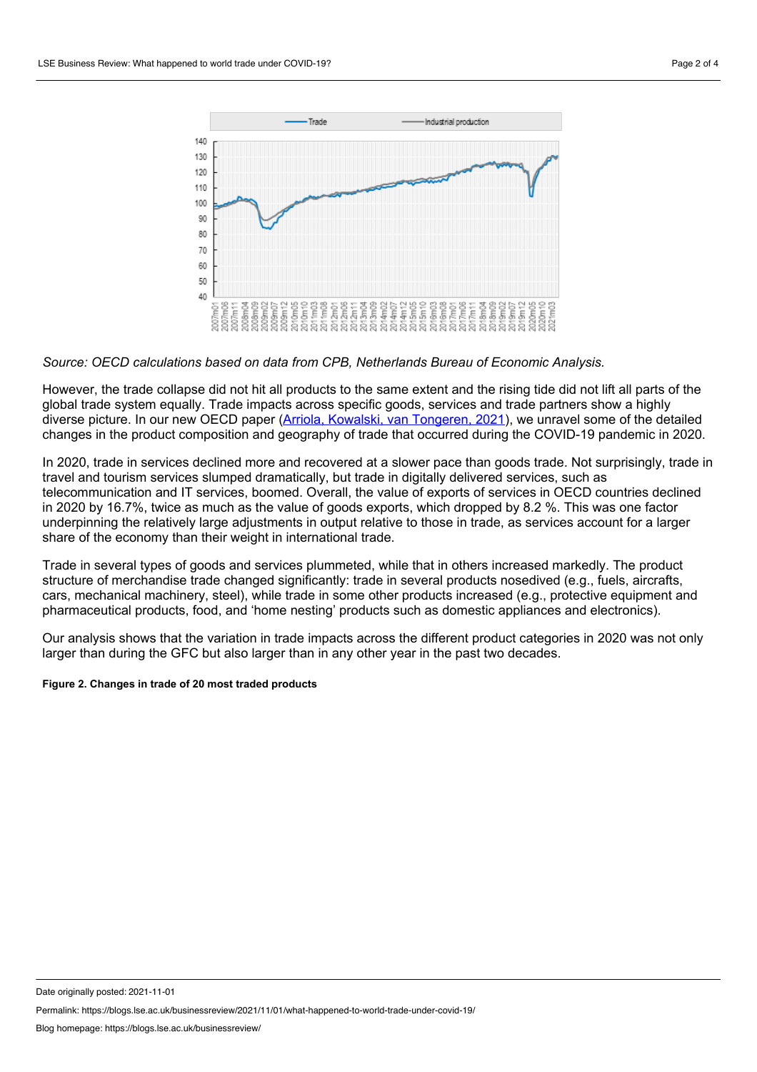*Source: OECD calculations based on data from CPB, Netherlands Bureau of Economic Analysis.*

However, the trade collapse did not hit all products to the same extent and the rising tide did not lift all parts of the global trade system equally. Trade impacts across specific goods, services and trade partners show a highly diverse picture. In our new OECD paper ([Arriola, Kowalski, van Tongeren, 2021](#)), we unravel some of the detailed changes in the product composition and geography of trade that occurred during the COVID-19 pandemic in 2020.

In 2020, trade in services declined more and recovered at a slower pace than goods trade. Not surprisingly, trade in travel and tourism services slumped dramatically, but trade in digitally delivered services, such as telecommunication and IT services, boomed. Overall, the value of exports of services in OECD countries declined in 2020 by 16.7%, twice as much as the value of goods exports, which dropped by 8.2 %. This was one factor underpinning the relatively large adjustments in output relative to those in trade, as services account for a larger share of the economy than their weight in international trade.

Trade in several types of goods and services plummeted, while that in others increased markedly. The product structure of merchandise trade changed significantly: trade in several products nosedived (e.g., fuels, aircrafts, cars, mechanical machinery, steel), while trade in some other products increased (e.g., protective equipment and pharmaceutical products, food, and 'home nesting' products such as domestic appliances and electronics).

Our analysis shows that the variation in trade impacts across the different product categories in 2020 was not only larger than during the GFC but also larger than in any other year in the past two decades.

**Figure 2. Changes in trade of 20 most traded products**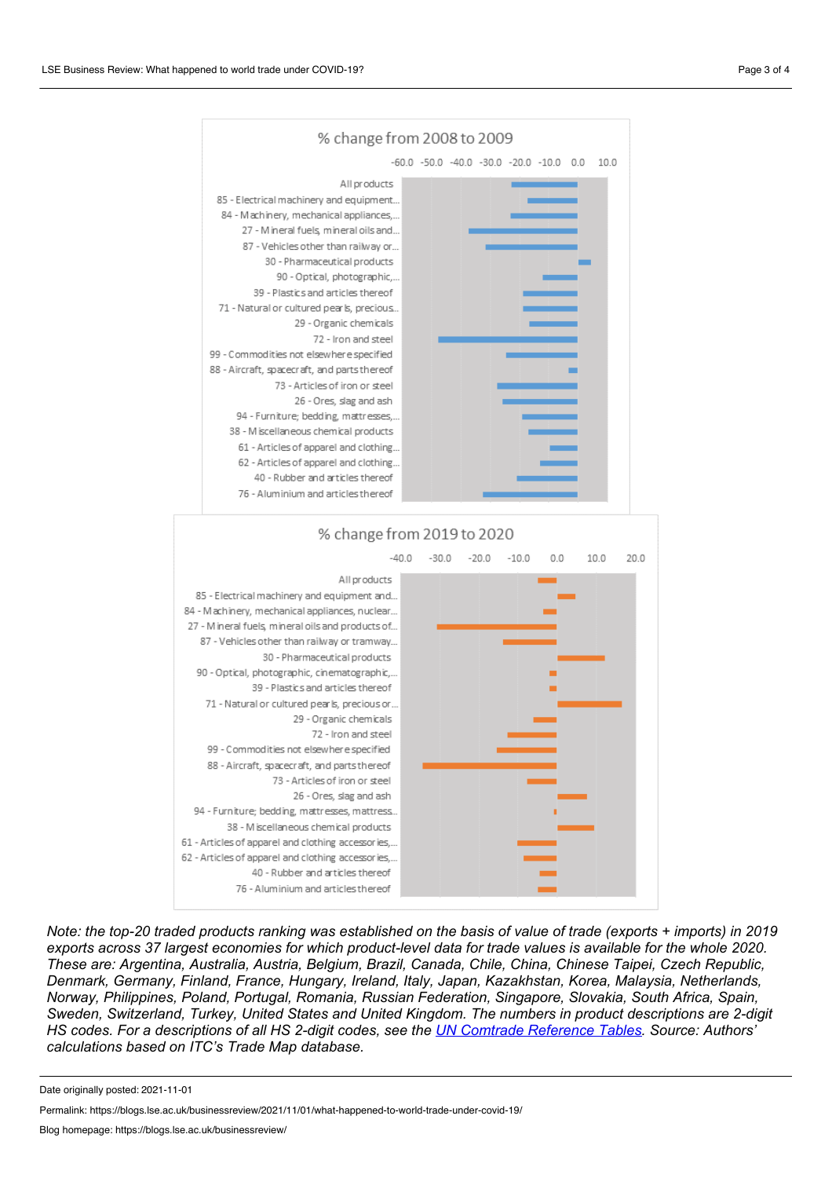**% change from 2008 to 2009**

-60.0 -50.0 -40.0 -30.0 -20.0 -10.0 0.0 10.0

All products
85 - Electrical machinery and equipment...
84 - Machinery, mechanical appliances,...
27 - Mineral fuels, mineral oils and...
87 - Vehicles other than railway or...
30 - Pharmaceutical products
90 - Optical, photographic,...
39 - Plastics and articles thereof
71 - Natural or cultured pearls, precious...
29 - Organic chemicals
72 - Iron and steel
99 - Commodities not elsewhere specified
88 - Aircraft, spacecraft, and parts thereof
73 - Articles of iron or steel
26 - Ores, slag and ash
94 - Furniture; bedding, mattresses,...
38 - Miscellaneous chemical products
61 - Articles of apparel and clothing...
62 - Articles of apparel and clothing...
40 - Rubber and articles thereof
76 - Aluminium and articles thereof

**% change from 2019 to 2020**

-40.0 -30.0 -20.0 -10.0 0.0 10.0 20.0

All products
85 - Electrical machinery and equipment and...
84 - Machinery, mechanical appliances, nuclear...
27 - Mineral fuels, mineral oils and products of...
87 - Vehicles other than railway or tramway...
30 - Pharmaceutical products
90 - Optical, photographic, cinematographic,...
39 - Plastics and articles thereof
71 - Natural or cultured pearls, precious or...
29 - Organic chemicals
72 - Iron and steel
99 - Commodities not elsewhere specified
88 - Aircraft, spacecraft, and parts thereof
73 - Articles of iron or steel
26 - Ores, slag and ash
94 - Furniture; bedding, mattresses, mattress...
38 - Miscellaneous chemical products
61 - Articles of apparel and clothing accessories,...
62 - Articles of apparel and clothing accessories,...
40 - Rubber and articles thereof
76 - Aluminium and articles thereof

*Note: the top-20 traded products ranking was established on the basis of value of trade (exports + imports) in 2019 exports across 37 largest economies for which product-level data for trade values is available for the whole 2020. These are: Argentina, Australia, Austria, Belgium, Brazil, Canada, Chile, China, Chinese Taipei, Czech Republic, Denmark, Germany, Finland, France, Hungary, Ireland, Italy, Japan, Kazakhstan, Korea, Malaysia, Netherlands, Norway, Philippines, Poland, Portugal, Romania, Russian Federation, Singapore, Slovakia, South Africa, Spain, Sweden, Switzerland, Turkey, United States and United Kingdom. The numbers in product descriptions are 2-digit HS codes. For a descriptions of all HS 2-digit codes, see the [UN Comtrade Reference Tables](). Source: Authors' calculations based on ITC's Trade Map database.*

Date originally posted: 2021-11-01

Permalink: https://blogs.lse.ac.uk/businessreview/2021/11/01/what-happened-to-world-trade-under-covid-19/

Blog homepage: https://blogs.lse.ac.uk/businessreview/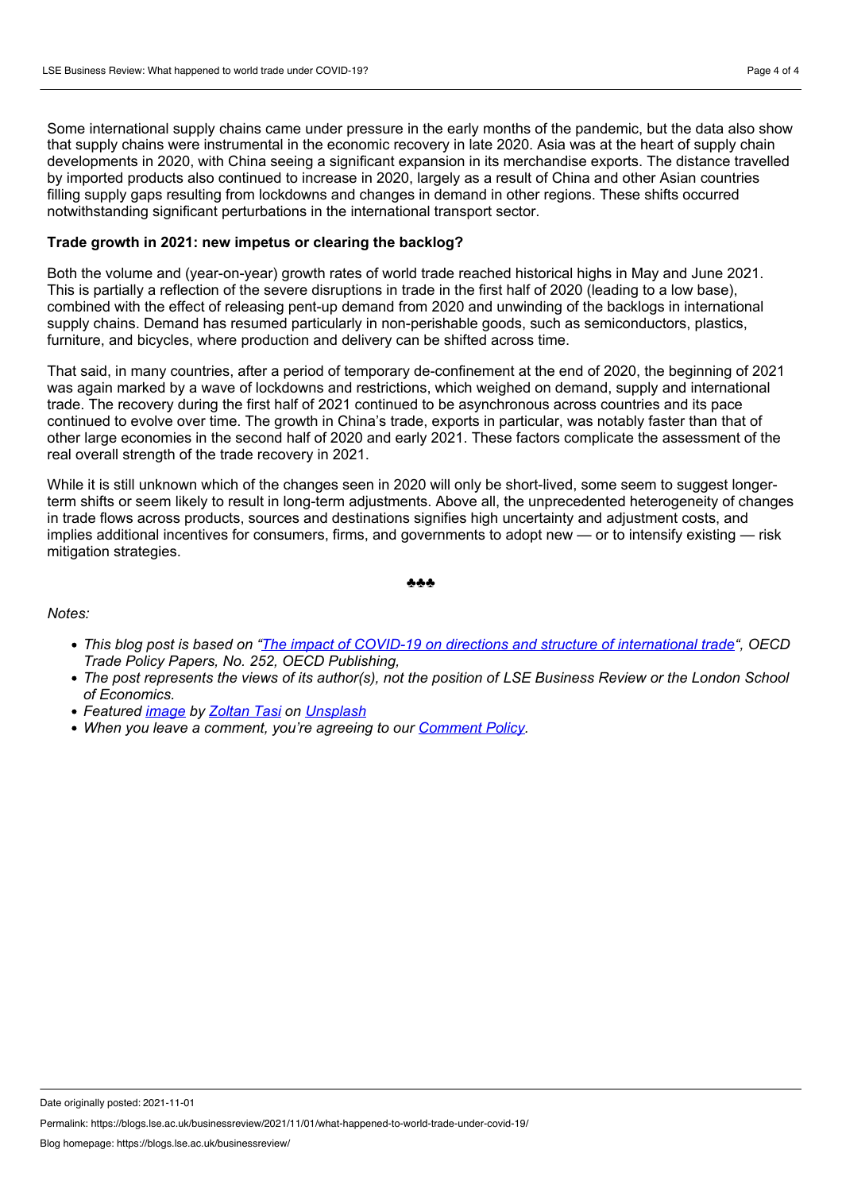Some international supply chains came under pressure in the early months of the pandemic, but the data also show that supply chains were instrumental in the economic recovery in late 2020. Asia was at the heart of supply chain developments in 2020, with China seeing a significant expansion in its merchandise exports. The distance travelled by imported products also continued to increase in 2020, largely as a result of China and other Asian countries filling supply gaps resulting from lockdowns and changes in demand in other regions. These shifts occurred notwithstanding significant perturbations in the international transport sector.

**Trade growth in 2021: new impetus or clearing the backlog?**

Both the volume and (year-on-year) growth rates of world trade reached historical highs in May and June 2021. This is partially a reflection of the severe disruptions in trade in the first half of 2020 (leading to a low base), combined with the effect of releasing pent-up demand from 2020 and unwinding of the backlogs in international supply chains. Demand has resumed particularly in non-perishable goods, such as semiconductors, plastics, furniture, and bicycles, where production and delivery can be shifted across time.

That said, in many countries, after a period of temporary de-confinement at the end of 2020, the beginning of 2021 was again marked by a wave of lockdowns and restrictions, which weighed on demand, supply and international trade. The recovery during the first half of 2021 continued to be asynchronous across countries and its pace continued to evolve over time. The growth in China's trade, exports in particular, was notably faster than that of other large economies in the second half of 2020 and early 2021. These factors complicate the assessment of the real overall strength of the trade recovery in 2021.

While it is still unknown which of the changes seen in 2020 will only be short-lived, some seem to suggest longer-term shifts or seem likely to result in long-term adjustments. Above all, the unprecedented heterogeneity of changes in trade flows across products, sources and destinations signifies high uncertainty and adjustment costs, and implies additional incentives for consumers, firms, and governments to adopt new — or to intensify existing — risk mitigation strategies.

♣♣♣

*Notes:*

- *This blog post is based on "The impact of COVID-19 on directions and structure of international trade", OECD Trade Policy Papers, No. 252, OECD Publishing,*
- *The post represents the views of its author(s), not the position of LSE Business Review or the London School of Economics.*
- *Featured image by Zoltan Tasi on Unsplash*
- *When you leave a comment, you're agreeing to our Comment Policy.*

Date originally posted: 2021-11-01

Permalink: https://blogs.lse.ac.uk/businessreview/2021/11/01/what-happened-to-world-trade-under-covid-19/

Blog homepage: https://blogs.lse.ac.uk/businessreview/